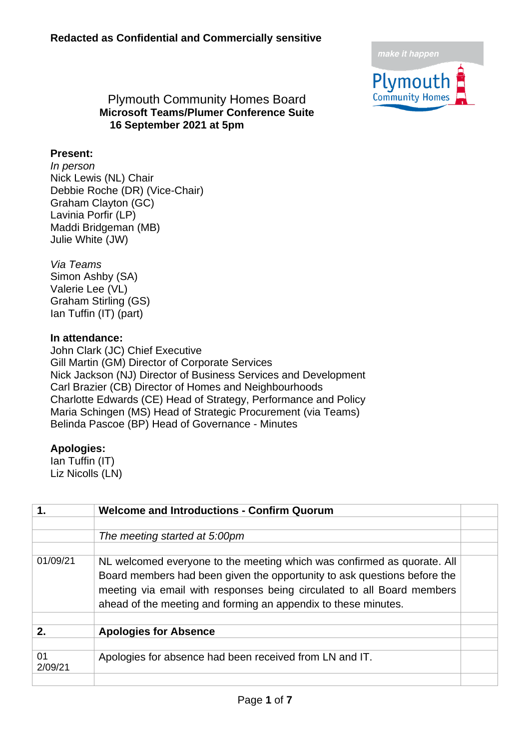**Redacted as Confidential and Commercially sensitive**

# Plymouth Community Homes Board

**Microsoft Teams/Plumer Conference Suite**
**16 September 2021 at 5pm**

**Present:**

*In person*
Nick Lewis (NL) Chair
Debbie Roche (DR) (Vice-Chair)
Graham Clayton (GC)
Lavinia Porfir (LP)
Maddi Bridgeman (MB)
Julie White (JW)

*Via Teams*
Simon Ashby (SA)
Valerie Lee (VL)
Graham Stirling (GS)
Ian Tuffin (IT) (part)

**In attendance:**
John Clark (JC) Chief Executive
Gill Martin (GM) Director of Corporate Services
Nick Jackson (NJ) Director of Business Services and Development
Carl Brazier (CB) Director of Homes and Neighbourhoods
Charlotte Edwards (CE) Head of Strategy, Performance and Policy
Maria Schingen (MS) Head of Strategic Procurement (via Teams)
Belinda Pascoe (BP) Head of Governance - Minutes

**Apologies:**
Ian Tuffin (IT)
Liz Nicolls (LN)

| **1.** | **Welcome and Introductions - Confirm Quorum** | |
|---|---|---|
| | | |
| | *The meeting started at 5:00pm* | |
| | | |
| 01/09/21 | NL welcomed everyone to the meeting which was confirmed as quorate. All Board members had been given the opportunity to ask questions before the meeting via email with responses being circulated to all Board members ahead of the meeting and forming an appendix to these minutes. | |
| | | |
| **2.** | **Apologies for Absence** | |
| | | |
| 01 2/09/21 | Apologies for absence had been received from LN and IT. | |
| | | |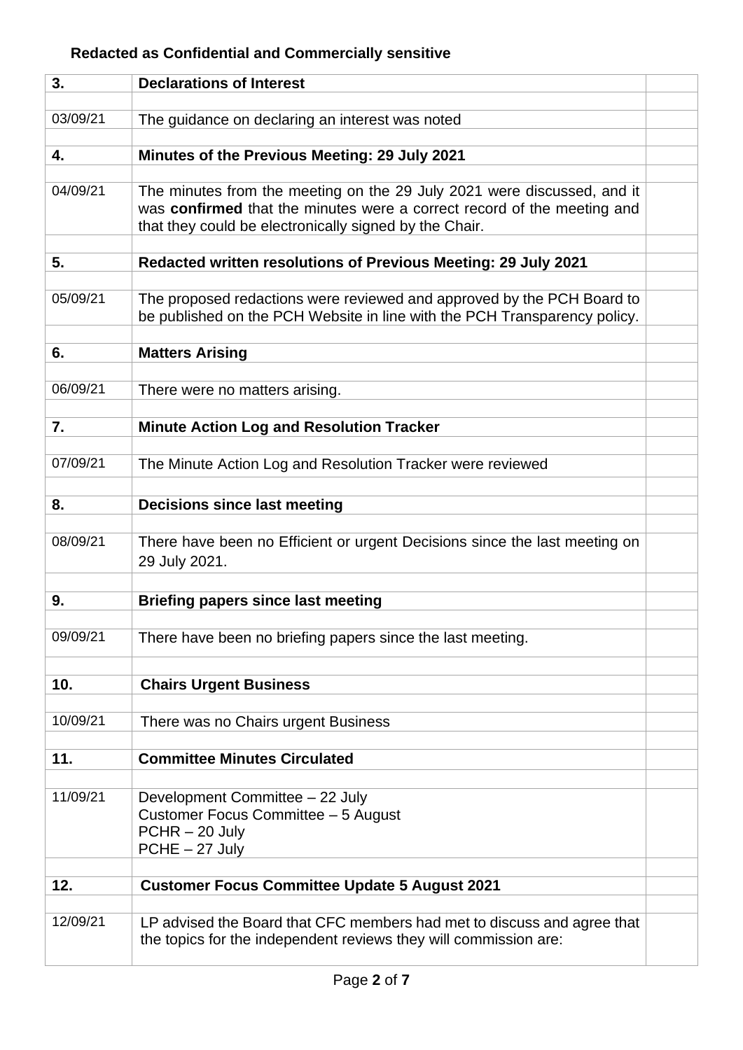**Redacted as Confidential and Commercially sensitive**

| | | |
|---|---|---|
| **3.** | **Declarations of Interest** | |
| | | |
| 03/09/21 | The guidance on declaring an interest was noted | |
| | | |
| **4.** | **Minutes of the Previous Meeting: 29 July 2021** | |
| | | |
| 04/09/21 | The minutes from the meeting on the 29 July 2021 were discussed, and it was **confirmed** that the minutes were a correct record of the meeting and that they could be electronically signed by the Chair. | |
| | | |
| **5.** | **Redacted written resolutions of Previous Meeting: 29 July 2021** | |
| | | |
| 05/09/21 | The proposed redactions were reviewed and approved by the PCH Board to be published on the PCH Website in line with the PCH Transparency policy. | |
| | | |
| **6.** | **Matters Arising** | |
| | | |
| 06/09/21 | There were no matters arising. | |
| | | |
| **7.** | **Minute Action Log and Resolution Tracker** | |
| | | |
| 07/09/21 | The Minute Action Log and Resolution Tracker were reviewed | |
| | | |
| **8.** | **Decisions since last meeting** | |
| | | |
| 08/09/21 | There have been no Efficient or urgent Decisions since the last meeting on 29 July 2021. | |
| | | |
| **9.** | **Briefing papers since last meeting** | |
| | | |
| 09/09/21 | There have been no briefing papers since the last meeting. | |
| | | |
| **10.** | **Chairs Urgent Business** | |
| | | |
| 10/09/21 | There was no Chairs urgent Business | |
| | | |
| **11.** | **Committee Minutes Circulated** | |
| | | |
| 11/09/21 | Development Committee – 22 July<br>Customer Focus Committee – 5 August<br>PCHR – 20 July<br>PCHE – 27 July | |
| | | |
| **12.** | **Customer Focus Committee Update 5 August 2021** | |
| | | |
| 12/09/21 | LP advised the Board that CFC members had met to discuss and agree that the topics for the independent reviews they will commission are: | |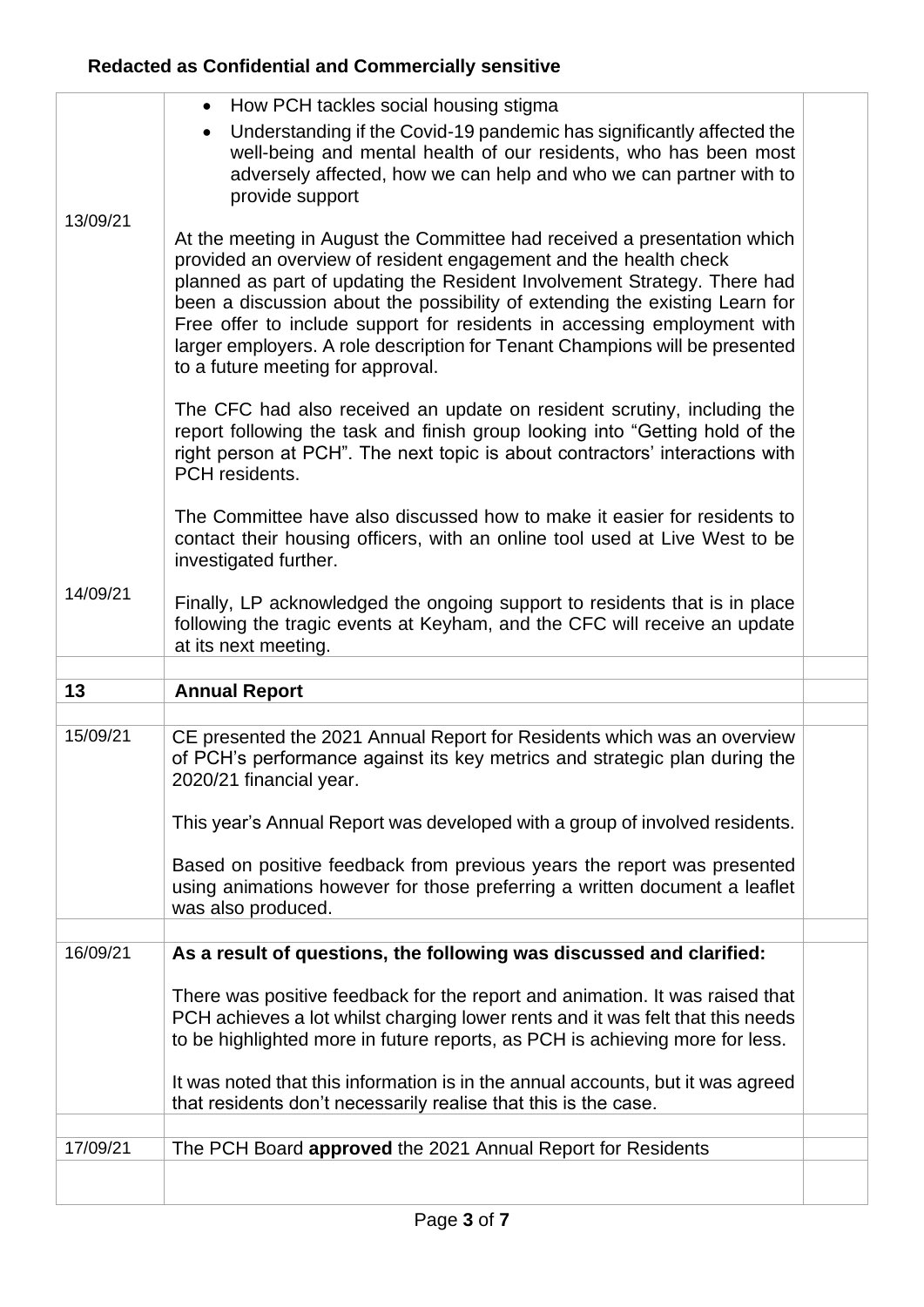**Redacted as Confidential and Commercially sensitive**

| | | |
|---|---|---|
| 13/09/21 | • How PCH tackles social housing stigma<br>• Understanding if the Covid-19 pandemic has significantly affected the well-being and mental health of our residents, who has been most adversely affected, how we can help and who we can partner with to provide support<br><br>At the meeting in August the Committee had received a presentation which provided an overview of resident engagement and the health check planned as part of updating the Resident Involvement Strategy. There had been a discussion about the possibility of extending the existing Learn for Free offer to include support for residents in accessing employment with larger employers. A role description for Tenant Champions will be presented to a future meeting for approval.<br><br>The CFC had also received an update on resident scrutiny, including the report following the task and finish group looking into "Getting hold of the right person at PCH". The next topic is about contractors' interactions with PCH residents.<br><br>The Committee have also discussed how to make it easier for residents to contact their housing officers, with an online tool used at Live West to be investigated further. | |
| 14/09/21 | Finally, LP acknowledged the ongoing support to residents that is in place following the tragic events at Keyham, and the CFC will receive an update at its next meeting. | |
| | | |
| **13** | **Annual Report** | |
| | | |
| 15/09/21 | CE presented the 2021 Annual Report for Residents which was an overview of PCH's performance against its key metrics and strategic plan during the 2020/21 financial year.<br><br>This year's Annual Report was developed with a group of involved residents.<br><br>Based on positive feedback from previous years the report was presented using animations however for those preferring a written document a leaflet was also produced. | |
| | | |
| 16/09/21 | **As a result of questions, the following was discussed and clarified:**<br><br>There was positive feedback for the report and animation. It was raised that PCH achieves a lot whilst charging lower rents and it was felt that this needs to be highlighted more in future reports, as PCH is achieving more for less.<br><br>It was noted that this information is in the annual accounts, but it was agreed that residents don't necessarily realise that this is the case. | |
| | | |
| 17/09/21 | The PCH Board **approved** the 2021 Annual Report for Residents | |
| | | |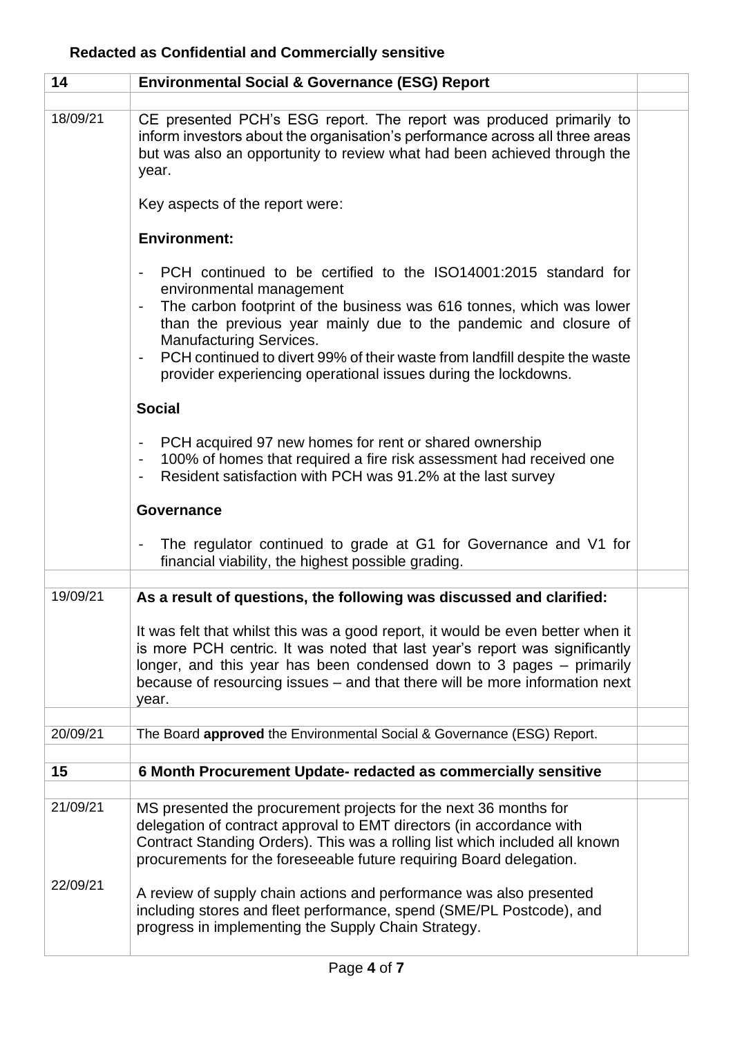**Redacted as Confidential and Commercially sensitive**

| 14 | Environmental Social & Governance (ESG) Report | |
|---|---|---|
| 18/09/21 | CE presented PCH's ESG report. The report was produced primarily to inform investors about the organisation's performance across all three areas but was also an opportunity to review what had been achieved through the year.<br><br>Key aspects of the report were:<br><br>**Environment:**<br><br>- PCH continued to be certified to the ISO14001:2015 standard for environmental management<br>- The carbon footprint of the business was 616 tonnes, which was lower than the previous year mainly due to the pandemic and closure of Manufacturing Services.<br>- PCH continued to divert 99% of their waste from landfill despite the waste provider experiencing operational issues during the lockdowns.<br><br>**Social**<br><br>- PCH acquired 97 new homes for rent or shared ownership<br>- 100% of homes that required a fire risk assessment had received one<br>- Resident satisfaction with PCH was 91.2% at the last survey<br><br>**Governance**<br><br>- The regulator continued to grade at G1 for Governance and V1 for financial viability, the highest possible grading. | |
| 19/09/21 | **As a result of questions, the following was discussed and clarified:**<br><br>It was felt that whilst this was a good report, it would be even better when it is more PCH centric. It was noted that last year's report was significantly longer, and this year has been condensed down to 3 pages – primarily because of resourcing issues – and that there will be more information next year. | |
| 20/09/21 | The Board **approved** the Environmental Social & Governance (ESG) Report. | |
| **15** | **6 Month Procurement Update- redacted as commercially sensitive** | |
| 21/09/21 | MS presented the procurement projects for the next 36 months for delegation of contract approval to EMT directors (in accordance with Contract Standing Orders). This was a rolling list which included all known procurements for the foreseeable future requiring Board delegation. | |
| 22/09/21 | A review of supply chain actions and performance was also presented including stores and fleet performance, spend (SME/PL Postcode), and progress in implementing the Supply Chain Strategy. | |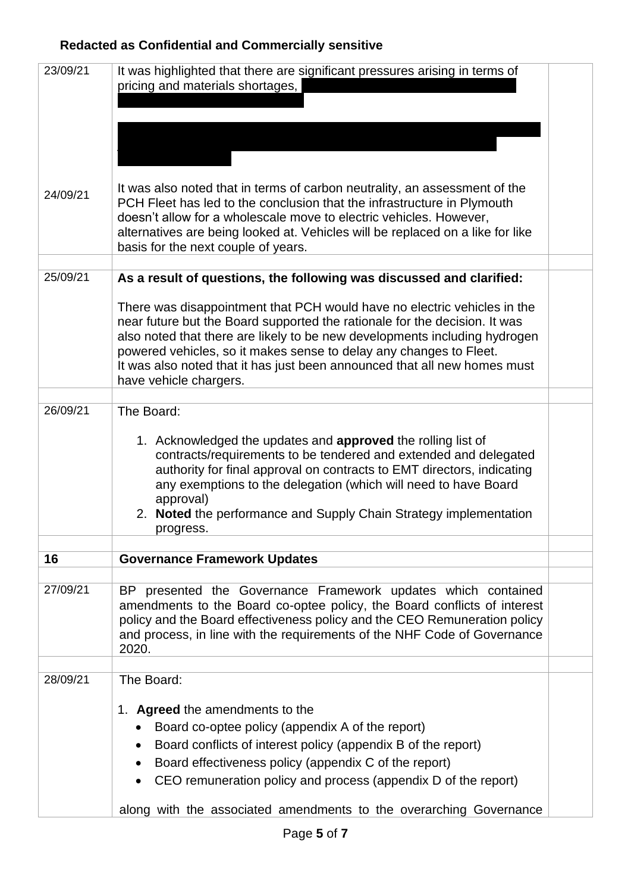**Redacted as Confidential and Commercially sensitive**

| | | |
|---|---|---|
| 23/09/21 | It was highlighted that there are significant pressures arising in terms of pricing and materials shortages, | |
| 24/09/21 | It was also noted that in terms of carbon neutrality, an assessment of the PCH Fleet has led to the conclusion that the infrastructure in Plymouth doesn't allow for a wholescale move to electric vehicles. However, alternatives are being looked at. Vehicles will be replaced on a like for like basis for the next couple of years. | |
| | | |
| 25/09/21 | **As a result of questions, the following was discussed and clarified:**<br><br>There was disappointment that PCH would have no electric vehicles in the near future but the Board supported the rationale for the decision. It was also noted that there are likely to be new developments including hydrogen powered vehicles, so it makes sense to delay any changes to Fleet.<br>It was also noted that it has just been announced that all new homes must have vehicle chargers. | |
| | | |
| 26/09/21 | The Board:<br><br>1. Acknowledged the updates and **approved** the rolling list of contracts/requirements to be tendered and extended and delegated authority for final approval on contracts to EMT directors, indicating any exemptions to the delegation (which will need to have Board approval)<br>2. **Noted** the performance and Supply Chain Strategy implementation progress. | |
| | | |
| **16** | **Governance Framework Updates** | |
| | | |
| 27/09/21 | BP presented the Governance Framework updates which contained amendments to the Board co-optee policy, the Board conflicts of interest policy and the Board effectiveness policy and the CEO Remuneration policy and process, in line with the requirements of the NHF Code of Governance 2020. | |
| | | |
| 28/09/21 | The Board:<br><br>1. **Agreed** the amendments to the<br>• Board co-optee policy (appendix A of the report)<br>• Board conflicts of interest policy (appendix B of the report)<br>• Board effectiveness policy (appendix C of the report)<br>• CEO remuneration policy and process (appendix D of the report)<br><br>along with the associated amendments to the overarching Governance | |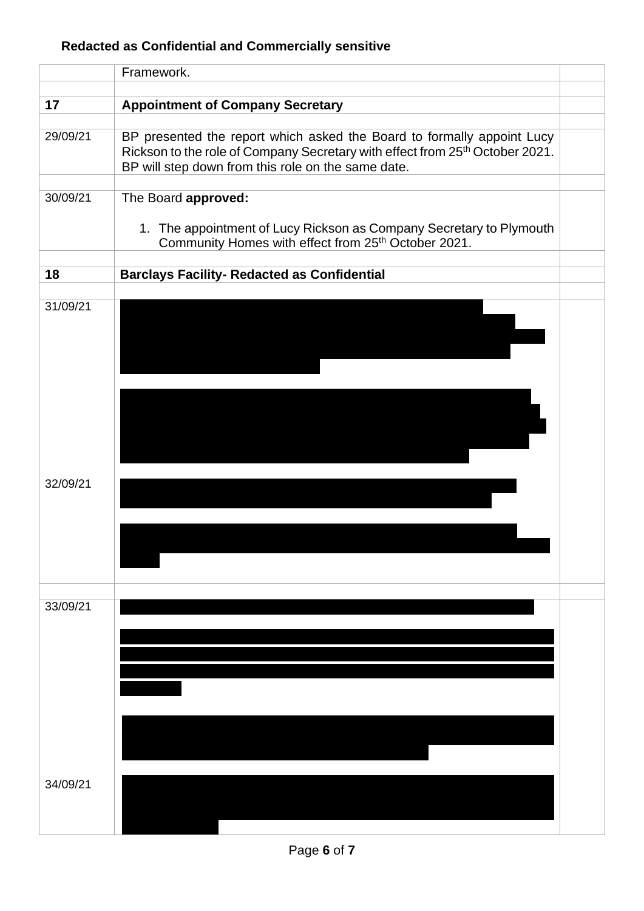**Redacted as Confidential and Commercially sensitive**

| | | |
|---|---|---|
| | Framework. | |
| | | |
| **17** | **Appointment of Company Secretary** | |
| | | |
| 29/09/21 | BP presented the report which asked the Board to formally appoint Lucy Rickson to the role of Company Secretary with effect from 25th October 2021. BP will step down from this role on the same date. | |
| | | |
| 30/09/21 | The Board **approved:**<br><br>1. The appointment of Lucy Rickson as Company Secretary to Plymouth Community Homes with effect from 25th October 2021. | |
| | | |
| **18** | **Barclays Facility- Redacted as Confidential** | |
| | | |
| 31/09/21<br><br><br><br><br><br><br><br><br><br>32/09/21 | | |
| | | |
| 33/09/21<br><br><br><br><br><br><br><br><br><br>34/09/21 | | |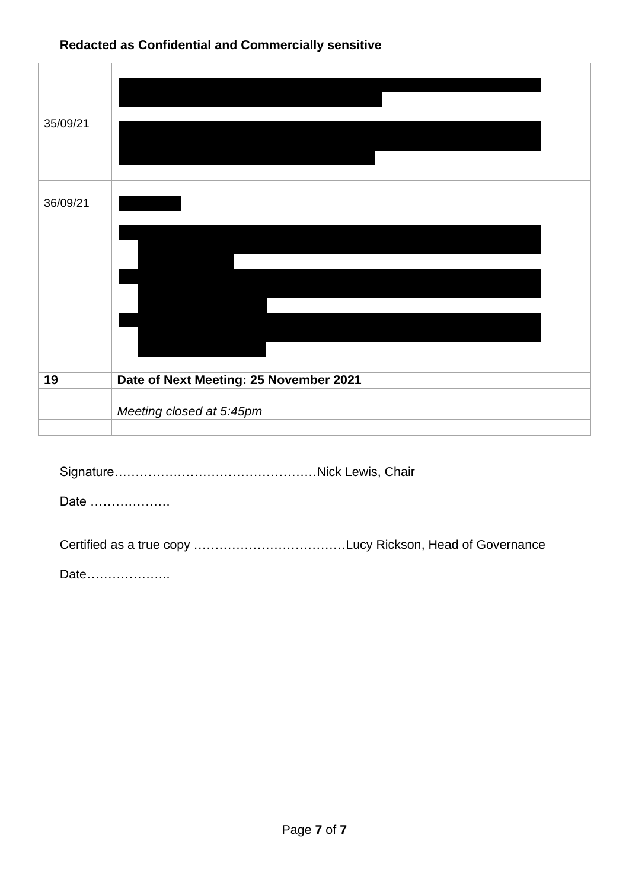**Redacted as Confidential and Commercially sensitive**

| | | |
|---|---|---|
| 35/09/21 | | |
| | | |
| 36/09/21 | | |
| | | |
| **19** | **Date of Next Meeting: 25 November 2021** | |
| | | |
| | *Meeting closed at 5:45pm* | |
| | | |

Signature…………………………………………Nick Lewis, Chair

Date ……………….

Certified as a true copy ………………………………Lucy Rickson, Head of Governance

Date………………..